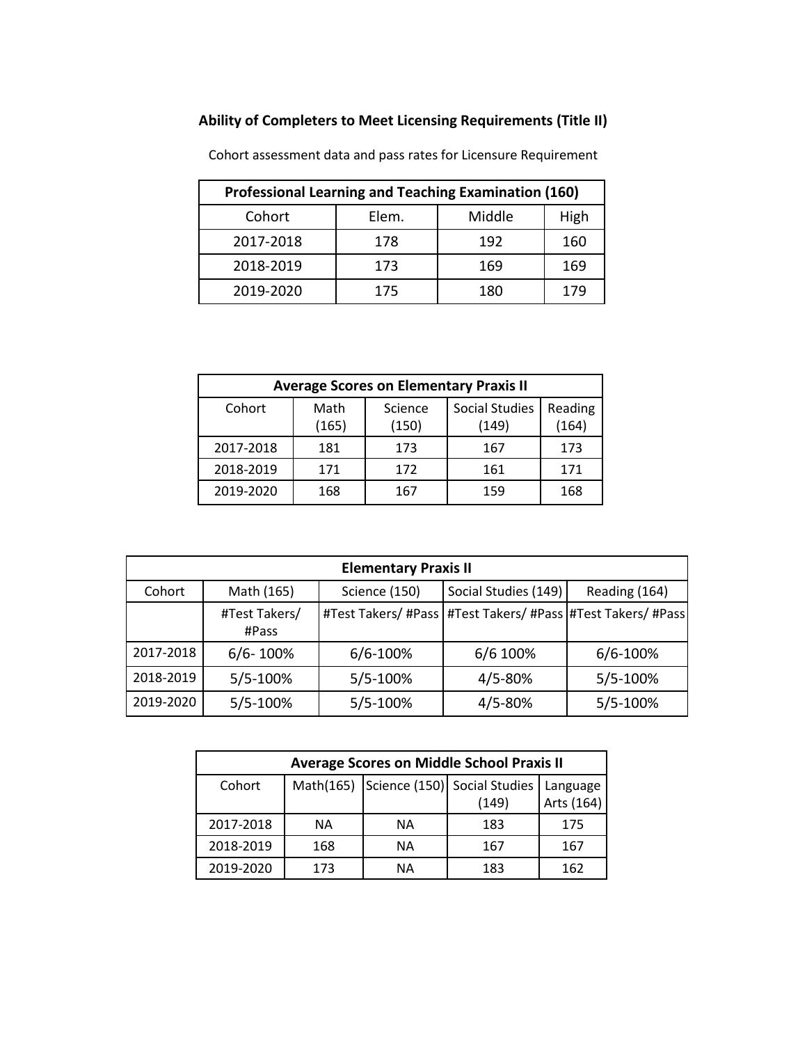## Ability of Completers to Meet Licensing Requirements (Title II)

Cohort assessment data and pass rates for Licensure Requirement

| Professional Learning and Teaching Examination (160) | | | |
|---|---|---|---|
| Cohort | Elem. | Middle | High |
| 2017-2018 | 178 | 192 | 160 |
| 2018-2019 | 173 | 169 | 169 |
| 2019-2020 | 175 | 180 | 179 |

| Average Scores on Elementary Praxis II | | | | |
|---|---|---|---|---|
| Cohort | Math (165) | Science (150) | Social Studies (149) | Reading (164) |
| 2017-2018 | 181 | 173 | 167 | 173 |
| 2018-2019 | 171 | 172 | 161 | 171 |
| 2019-2020 | 168 | 167 | 159 | 168 |

| Elementary Praxis II | | | | |
|---|---|---|---|---|
| Cohort | Math (165) | Science (150) | Social Studies (149) | Reading (164) |
| | #Test Takers/ #Pass | #Test Takers/ #Pass | #Test Takers/ #Pass | #Test Takers/ #Pass |
| 2017-2018 | 6/6- 100% | 6/6-100% | 6/6 100% | 6/6-100% |
| 2018-2019 | 5/5-100% | 5/5-100% | 4/5-80% | 5/5-100% |
| 2019-2020 | 5/5-100% | 5/5-100% | 4/5-80% | 5/5-100% |

| Average Scores on Middle School Praxis II | | | | |
|---|---|---|---|---|
| Cohort | Math(165) | Science (150) | Social Studies (149) | Language Arts (164) |
| 2017-2018 | NA | NA | 183 | 175 |
| 2018-2019 | 168 | NA | 167 | 167 |
| 2019-2020 | 173 | NA | 183 | 162 |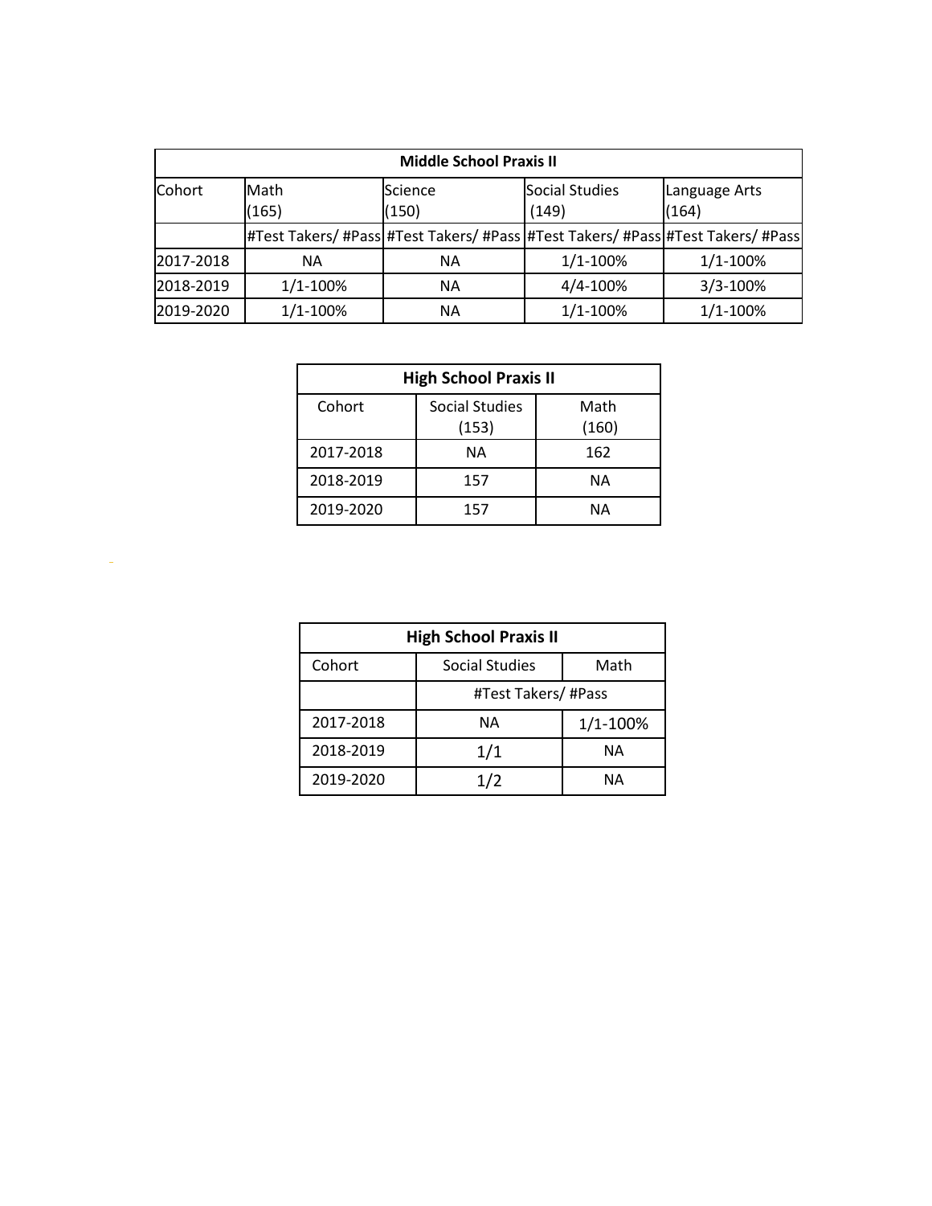| Middle School Praxis II | | | | |
|---|---|---|---|---|
| Cohort | Math (165) | Science (150) | Social Studies (149) | Language Arts (164) |
| | #Test Takers/ #Pass | #Test Takers/ #Pass | #Test Takers/ #Pass | #Test Takers/ #Pass |
| 2017-2018 | NA | NA | 1/1-100% | 1/1-100% |
| 2018-2019 | 1/1-100% | NA | 4/4-100% | 3/3-100% |
| 2019-2020 | 1/1-100% | NA | 1/1-100% | 1/1-100% |

| High School Praxis II | | |
|---|---|---|
| Cohort | Social Studies (153) | Math (160) |
| 2017-2018 | NA | 162 |
| 2018-2019 | 157 | NA |
| 2019-2020 | 157 | NA |

| High School Praxis II | | |
|---|---|---|
| Cohort | Social Studies | Math |
| | #Test Takers/ #Pass | |
| 2017-2018 | NA | 1/1-100% |
| 2018-2019 | 1/1 | NA |
| 2019-2020 | 1/2 | NA |